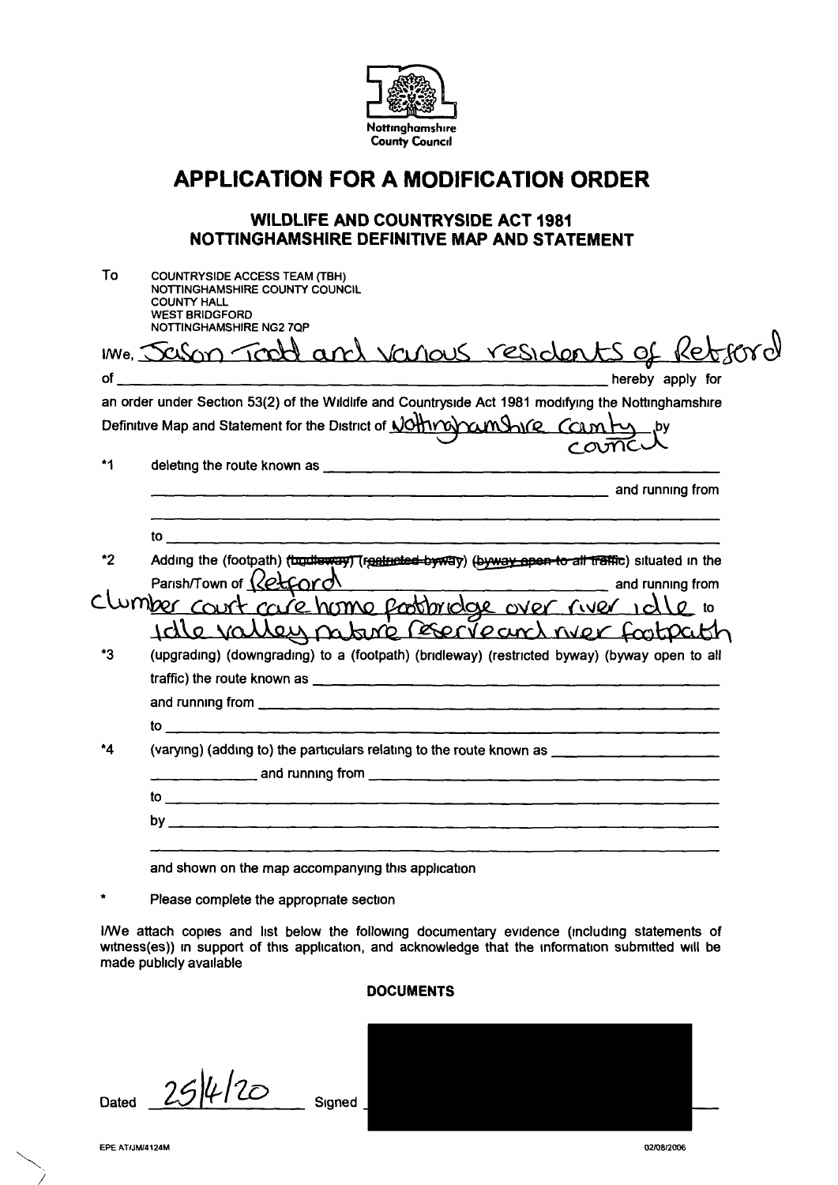Nottinghamshire County Council

# APPLICATION FOR A MODIFICATION ORDER

## WILDLIFE AND COUNTRYSIDE ACT 1981
## NOTTINGHAMSHIRE DEFINITIVE MAP AND STATEMENT

To COUNTRYSIDE ACCESS TEAM (TBH)
NOTTINGHAMSHIRE COUNTY COUNCIL
COUNTY HALL
WEST BRIDGFORD
NOTTINGHAMSHIRE NG2 7QP

I/We, Jason Todd and various residents of Retford

of ______________________________ hereby apply for

an order under Section 53(2) of the Wildlife and Countryside Act 1981 modifying the Nottinghamshire Definitive Map and Statement for the District of Nottinghamshire County council by

*1 deleting the route known as ______________________________ and running from ______________________________ to ______________________________

*2 Adding the (footpath) ~~(bridleway)~~ ~~(restricted byway)~~ ~~(byway open to all traffic)~~ situated in the Parish/Town of Retford and running from Clumber court care home footbridge over river idle to idle valley nature reserve and river footpath

*3 (upgrading) (downgrading) to a (footpath) (bridleway) (restricted byway) (byway open to all traffic) the route known as ______________________________ and running from ______________________________ to ______________________________

*4 (varying) (adding to) the particulars relating to the route known as ______________________________ and running from ______________________________ to ______________________________ by ______________________________

and shown on the map accompanying this application

\* Please complete the appropriate section

I/We attach copies and list below the following documentary evidence (including statements of witness(es)) in support of this application, and acknowledge that the information submitted will be made publicly available

**DOCUMENTS**

Dated 25/4/20 Signed [REDACTED]

EPE AT/JM/4124M 02/08/2006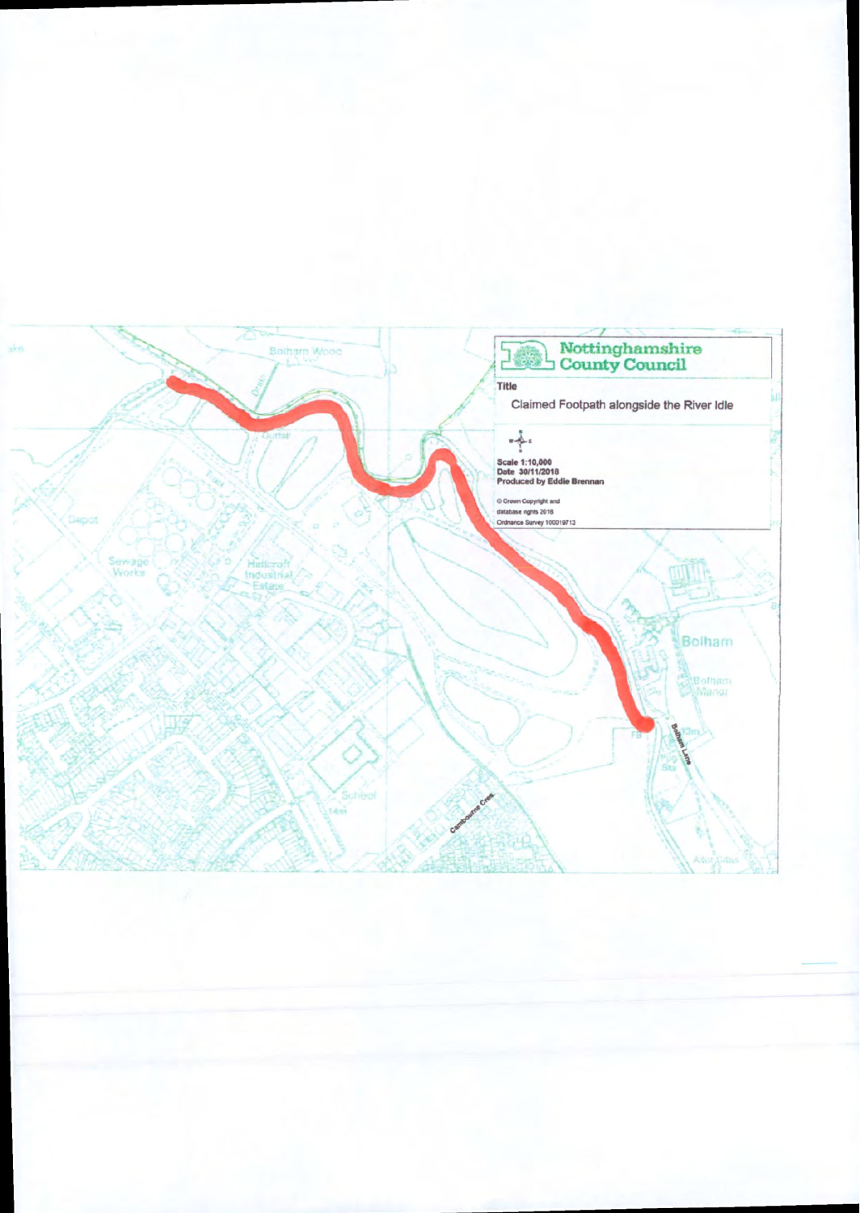Nottinghamshire County Council

Title

Claimed Footpath alongside the River Idle

Scale 1:10,000
Date 30/11/2018
Produced by Eddie Brennan

© Crown Copyright and database rights 2018 Ordnance Survey 100019713